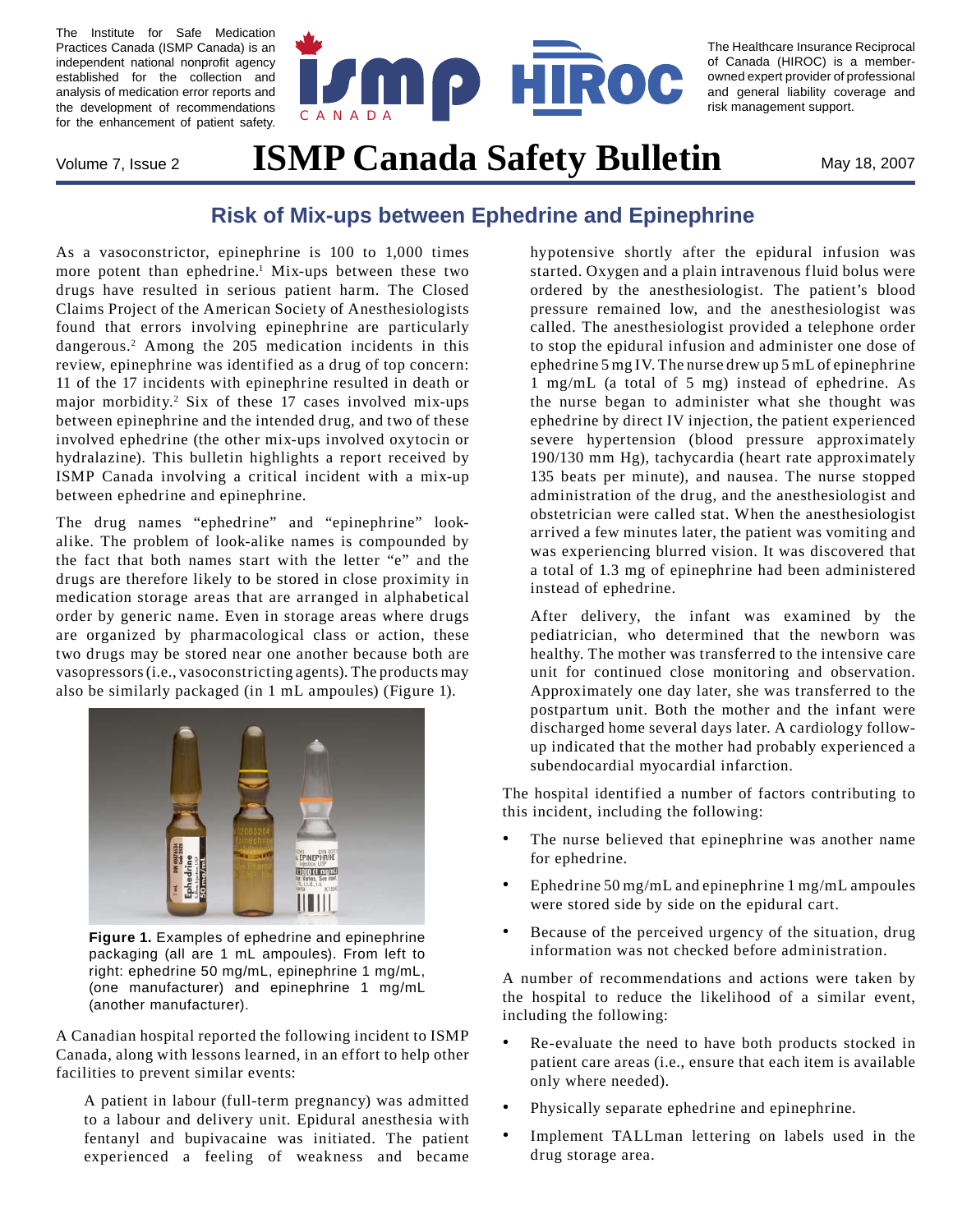The Institute for Safe Medication Practices Canada (ISMP Canada) is an independent national nonprofit agency established for the collection and analysis of medication error reports and the development of recommendations for the enhancement of patient safety.

The Healthcare Insurance Reciprocal of Canada (HIROC) is a member-owned expert provider of professional and general liability coverage and risk management support.

Volume 7, Issue 2

# ISMP Canada Safety Bulletin

May 18, 2007

## Risk of Mix-ups between Ephedrine and Epinephrine

As a vasoconstrictor, epinephrine is 100 to 1,000 times more potent than ephedrine.[1] Mix-ups between these two drugs have resulted in serious patient harm. The Closed Claims Project of the American Society of Anesthesiologists found that errors involving epinephrine are particularly dangerous.[2] Among the 205 medication incidents in this review, epinephrine was identified as a drug of top concern: 11 of the 17 incidents with epinephrine resulted in death or major morbidity.[2] Six of these 17 cases involved mix-ups between epinephrine and the intended drug, and two of these involved ephedrine (the other mix-ups involved oxytocin or hydralazine). This bulletin highlights a report received by ISMP Canada involving a critical incident with a mix-up between ephedrine and epinephrine.

The drug names "ephedrine" and "epinephrine" look-alike. The problem of look-alike names is compounded by the fact that both names start with the letter "e" and the drugs are therefore likely to be stored in close proximity in medication storage areas that are arranged in alphabetical order by generic name. Even in storage areas where drugs are organized by pharmacological class or action, these two drugs may be stored near one another because both are vasopressors (i.e., vasoconstricting agents). The products may also be similarly packaged (in 1 mL ampoules) (Figure 1).

**Figure 1.** Examples of ephedrine and epinephrine packaging (all are 1 mL ampoules). From left to right: ephedrine 50 mg/mL, epinephrine 1 mg/mL, (one manufacturer) and epinephrine 1 mg/mL (another manufacturer).

A Canadian hospital reported the following incident to ISMP Canada, along with lessons learned, in an effort to help other facilities to prevent similar events:

> A patient in labour (full-term pregnancy) was admitted to a labour and delivery unit. Epidural anesthesia with fentanyl and bupivacaine was initiated. The patient experienced a feeling of weakness and became hypotensive shortly after the epidural infusion was started. Oxygen and a plain intravenous fluid bolus were ordered by the anesthesiologist. The patient's blood pressure remained low, and the anesthesiologist was called. The anesthesiologist provided a telephone order to stop the epidural infusion and administer one dose of ephedrine 5 mg IV. The nurse drew up 5 mL of epinephrine 1 mg/mL (a total of 5 mg) instead of ephedrine. As the nurse began to administer what she thought was ephedrine by direct IV injection, the patient experienced severe hypertension (blood pressure approximately 190/130 mm Hg), tachycardia (heart rate approximately 135 beats per minute), and nausea. The nurse stopped administration of the drug, and the anesthesiologist and obstetrician were called stat. When the anesthesiologist arrived a few minutes later, the patient was vomiting and was experiencing blurred vision. It was discovered that a total of 1.3 mg of epinephrine had been administered instead of ephedrine.
>
> After delivery, the infant was examined by the pediatrician, who determined that the newborn was healthy. The mother was transferred to the intensive care unit for continued close monitoring and observation. Approximately one day later, she was transferred to the postpartum unit. Both the mother and the infant were discharged home several days later. A cardiology follow-up indicated that the mother had probably experienced a subendocardial myocardial infarction.

The hospital identified a number of factors contributing to this incident, including the following:

- The nurse believed that epinephrine was another name for ephedrine.
- Ephedrine 50 mg/mL and epinephrine 1 mg/mL ampoules were stored side by side on the epidural cart.
- Because of the perceived urgency of the situation, drug information was not checked before administration.

A number of recommendations and actions were taken by the hospital to reduce the likelihood of a similar event, including the following:

- Re-evaluate the need to have both products stocked in patient care areas (i.e., ensure that each item is available only where needed).
- Physically separate ephedrine and epinephrine.
- Implement TALLman lettering on labels used in the drug storage area.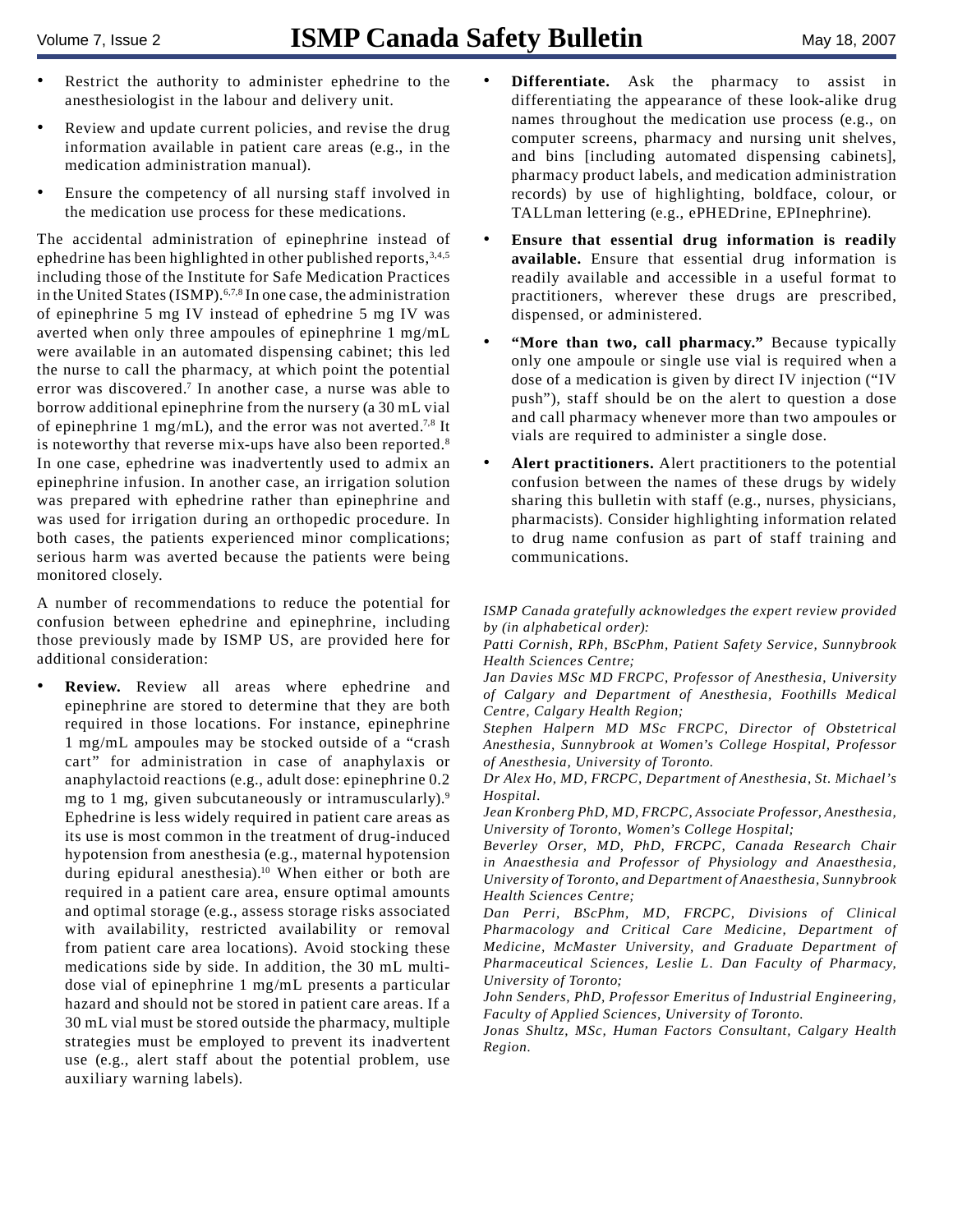- Restrict the authority to administer ephedrine to the anesthesiologist in the labour and delivery unit.
- Review and update current policies, and revise the drug information available in patient care areas (e.g., in the medication administration manual).
- Ensure the competency of all nursing staff involved in the medication use process for these medications.

The accidental administration of epinephrine instead of ephedrine has been highlighted in other published reports,[3,4,5] including those of the Institute for Safe Medication Practices in the United States (ISMP).[6,7,8] In one case, the administration of epinephrine 5 mg IV instead of ephedrine 5 mg IV was averted when only three ampoules of epinephrine 1 mg/mL were available in an automated dispensing cabinet; this led the nurse to call the pharmacy, at which point the potential error was discovered.[7] In another case, a nurse was able to borrow additional epinephrine from the nursery (a 30 mL vial of epinephrine 1 mg/mL), and the error was not averted.[7,8] It is noteworthy that reverse mix-ups have also been reported.[8] In one case, ephedrine was inadvertently used to admix an epinephrine infusion. In another case, an irrigation solution was prepared with ephedrine rather than epinephrine and was used for irrigation during an orthopedic procedure. In both cases, the patients experienced minor complications; serious harm was averted because the patients were being monitored closely.

A number of recommendations to reduce the potential for confusion between ephedrine and epinephrine, including those previously made by ISMP US, are provided here for additional consideration:

- **Review.** Review all areas where ephedrine and epinephrine are stored to determine that they are both required in those locations. For instance, epinephrine 1 mg/mL ampoules may be stocked outside of a "crash cart" for administration in case of anaphylaxis or anaphylactoid reactions (e.g., adult dose: epinephrine 0.2 mg to 1 mg, given subcutaneously or intramuscularly).[9] Ephedrine is less widely required in patient care areas as its use is most common in the treatment of drug-induced hypotension from anesthesia (e.g., maternal hypotension during epidural anesthesia).[10] When either or both are required in a patient care area, ensure optimal amounts and optimal storage (e.g., assess storage risks associated with availability, restricted availability or removal from patient care area locations). Avoid stocking these medications side by side. In addition, the 30 mL multi-dose vial of epinephrine 1 mg/mL presents a particular hazard and should not be stored in patient care areas. If a 30 mL vial must be stored outside the pharmacy, multiple strategies must be employed to prevent its inadvertent use (e.g., alert staff about the potential problem, use auxiliary warning labels).
- **Differentiate.** Ask the pharmacy to assist in differentiating the appearance of these look-alike drug names throughout the medication use process (e.g., on computer screens, pharmacy and nursing unit shelves, and bins [including automated dispensing cabinets], pharmacy product labels, and medication administration records) by use of highlighting, boldface, colour, or TALLman lettering (e.g., ePHEDrine, EPInephrine).
- **Ensure that essential drug information is readily available.** Ensure that essential drug information is readily available and accessible in a useful format to practitioners, wherever these drugs are prescribed, dispensed, or administered.
- **"More than two, call pharmacy."** Because typically only one ampoule or single use vial is required when a dose of a medication is given by direct IV injection ("IV push"), staff should be on the alert to question a dose and call pharmacy whenever more than two ampoules or vials are required to administer a single dose.
- **Alert practitioners.** Alert practitioners to the potential confusion between the names of these drugs by widely sharing this bulletin with staff (e.g., nurses, physicians, pharmacists). Consider highlighting information related to drug name confusion as part of staff training and communications.

*ISMP Canada gratefully acknowledges the expert review provided by (in alphabetical order):*

*Patti Cornish, RPh, BScPhm, Patient Safety Service, Sunnybrook Health Sciences Centre;*

*Jan Davies MSc MD FRCPC, Professor of Anesthesia, University of Calgary and Department of Anesthesia, Foothills Medical Centre, Calgary Health Region;*

*Stephen Halpern MD MSc FRCPC, Director of Obstetrical Anesthesia, Sunnybrook at Women's College Hospital, Professor of Anesthesia, University of Toronto.*

*Dr Alex Ho, MD, FRCPC, Department of Anesthesia, St. Michael's Hospital.*

*Jean Kronberg PhD, MD, FRCPC, Associate Professor, Anesthesia, University of Toronto, Women's College Hospital;*

*Beverley Orser, MD, PhD, FRCPC, Canada Research Chair in Anaesthesia and Professor of Physiology and Anaesthesia, University of Toronto, and Department of Anaesthesia, Sunnybrook Health Sciences Centre;*

*Dan Perri, BScPhm, MD, FRCPC, Divisions of Clinical Pharmacology and Critical Care Medicine, Department of Medicine, McMaster University, and Graduate Department of Pharmaceutical Sciences, Leslie L. Dan Faculty of Pharmacy, University of Toronto;*

*John Senders, PhD, Professor Emeritus of Industrial Engineering, Faculty of Applied Sciences, University of Toronto.*

*Jonas Shultz, MSc, Human Factors Consultant, Calgary Health Region.*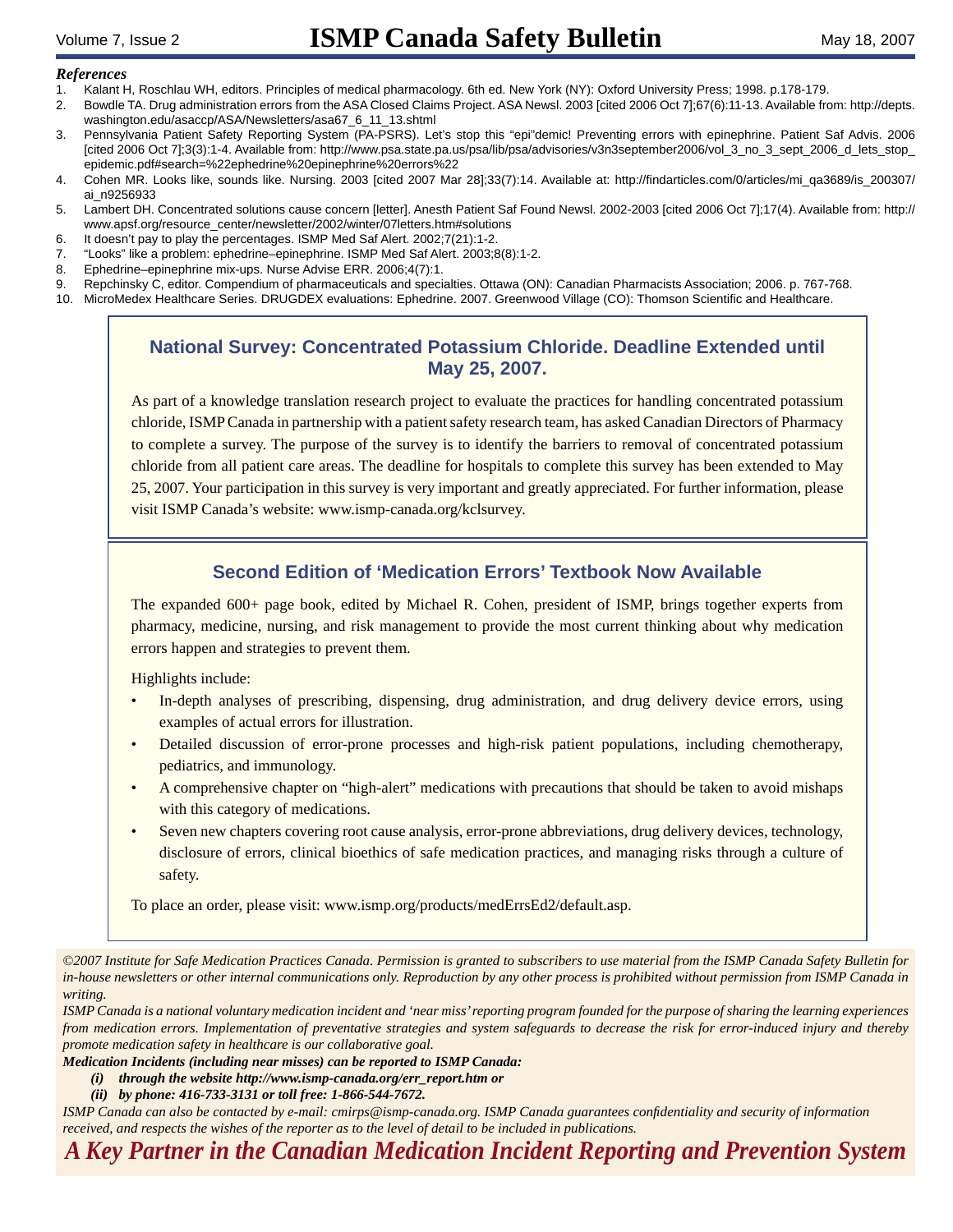***References***

1. Kalant H, Roschlau WH, editors. Principles of medical pharmacology. 6th ed. New York (NY): Oxford University Press; 1998. p.178-179.
2. Bowdle TA. Drug administration errors from the ASA Closed Claims Project. ASA Newsl. 2003 [cited 2006 Oct 7];67(6):11-13. Available from: http://depts.washington.edu/asaccp/ASA/Newsletters/asa67_6_11_13.shtml
3. Pennsylvania Patient Safety Reporting System (PA-PSRS). Let's stop this "epi"demic! Preventing errors with epinephrine. Patient Saf Advis. 2006 [cited 2006 Oct 7];3(3):1-4. Available from: http://www.psa.state.pa.us/psa/lib/psa/advisories/v3n3september2006/vol_3_no_3_sept_2006_d_lets_stop_epidemic.pdf#search=%22ephedrine%20epinephrine%20errors%22
4. Cohen MR. Looks like, sounds like. Nursing. 2003 [cited 2007 Mar 28];33(7):14. Available at: http://findarticles.com/0/articles/mi_qa3689/is_200307/ai_n9256933
5. Lambert DH. Concentrated solutions cause concern [letter]. Anesth Patient Saf Found Newsl. 2002-2003 [cited 2006 Oct 7];17(4). Available from: http://www.apsf.org/resource_center/newsletter/2002/winter/07letters.htm#solutions
6. It doesn't pay to play the percentages. ISMP Med Saf Alert. 2002;7(21):1-2.
7. "Looks" like a problem: ephedrine–epinephrine. ISMP Med Saf Alert. 2003;8(8):1-2.
8. Ephedrine–epinephrine mix-ups. Nurse Advise ERR. 2006;4(7):1.
9. Repchinsky C, editor. Compendium of pharmaceuticals and specialties. Ottawa (ON): Canadian Pharmacists Association; 2006. p. 767-768.
10. MicroMedex Healthcare Series. DRUGDEX evaluations: Ephedrine. 2007. Greenwood Village (CO): Thomson Scientific and Healthcare.

## National Survey: Concentrated Potassium Chloride. Deadline Extended until May 25, 2007.

As part of a knowledge translation research project to evaluate the practices for handling concentrated potassium chloride, ISMP Canada in partnership with a patient safety research team, has asked Canadian Directors of Pharmacy to complete a survey. The purpose of the survey is to identify the barriers to removal of concentrated potassium chloride from all patient care areas. The deadline for hospitals to complete this survey has been extended to May 25, 2007. Your participation in this survey is very important and greatly appreciated. For further information, please visit ISMP Canada's website: www.ismp-canada.org/kclsurvey.

## Second Edition of 'Medication Errors' Textbook Now Available

The expanded 600+ page book, edited by Michael R. Cohen, president of ISMP, brings together experts from pharmacy, medicine, nursing, and risk management to provide the most current thinking about why medication errors happen and strategies to prevent them.

Highlights include:

- In-depth analyses of prescribing, dispensing, drug administration, and drug delivery device errors, using examples of actual errors for illustration.
- Detailed discussion of error-prone processes and high-risk patient populations, including chemotherapy, pediatrics, and immunology.
- A comprehensive chapter on "high-alert" medications with precautions that should be taken to avoid mishaps with this category of medications.
- Seven new chapters covering root cause analysis, error-prone abbreviations, drug delivery devices, technology, disclosure of errors, clinical bioethics of safe medication practices, and managing risks through a culture of safety.

To place an order, please visit: www.ismp.org/products/medErrsEd2/default.asp.

*©2007 Institute for Safe Medication Practices Canada. Permission is granted to subscribers to use material from the ISMP Canada Safety Bulletin for in-house newsletters or other internal communications only. Reproduction by any other process is prohibited without permission from ISMP Canada in writing.*

*ISMP Canada is a national voluntary medication incident and 'near miss' reporting program founded for the purpose of sharing the learning experiences from medication errors. Implementation of preventative strategies and system safeguards to decrease the risk for error-induced injury and thereby promote medication safety in healthcare is our collaborative goal.*

***Medication Incidents (including near misses) can be reported to ISMP Canada:***

***(i) through the website http://www.ismp-canada.org/err_report.htm or***

***(ii) by phone: 416-733-3131 or toll free: 1-866-544-7672.***

*ISMP Canada can also be contacted by e-mail: cmirps@ismp-canada.org. ISMP Canada guarantees confidentiality and security of information received, and respects the wishes of the reporter as to the level of detail to be included in publications.*

***A Key Partner in the Canadian Medication Incident Reporting and Prevention System***